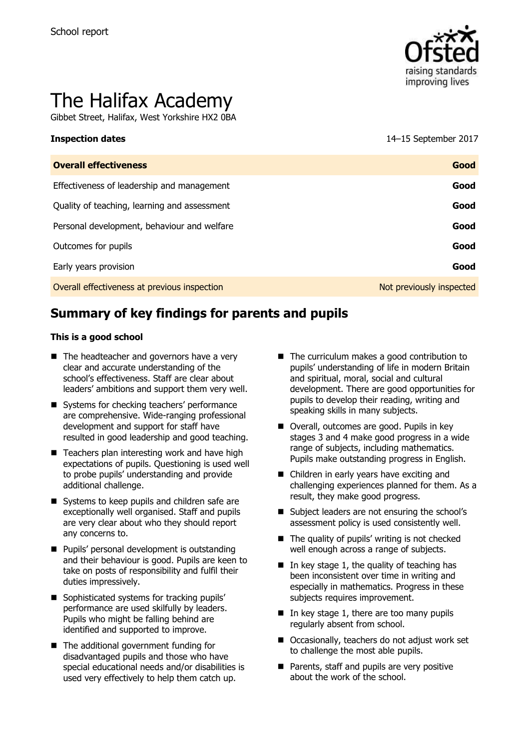School report

# The Halifax Academy

Gibbet Street, Halifax, West Yorkshire HX2 0BA

**Inspection dates** 14–15 September 2017

| **Overall effectiveness** | **Good** |
|---|---|
| Effectiveness of leadership and management | **Good** |
| Quality of teaching, learning and assessment | **Good** |
| Personal development, behaviour and welfare | **Good** |
| Outcomes for pupils | **Good** |
| Early years provision | **Good** |
| Overall effectiveness at previous inspection | Not previously inspected |

## Summary of key findings for parents and pupils

**This is a good school**

- The headteacher and governors have a very clear and accurate understanding of the school's effectiveness. Staff are clear about leaders' ambitions and support them very well.
- Systems for checking teachers' performance are comprehensive. Wide-ranging professional development and support for staff have resulted in good leadership and good teaching.
- Teachers plan interesting work and have high expectations of pupils. Questioning is used well to probe pupils' understanding and provide additional challenge.
- Systems to keep pupils and children safe are exceptionally well organised. Staff and pupils are very clear about who they should report any concerns to.
- Pupils' personal development is outstanding and their behaviour is good. Pupils are keen to take on posts of responsibility and fulfil their duties impressively.
- Sophisticated systems for tracking pupils' performance are used skilfully by leaders. Pupils who might be falling behind are identified and supported to improve.
- The additional government funding for disadvantaged pupils and those who have special educational needs and/or disabilities is used very effectively to help them catch up.
- The curriculum makes a good contribution to pupils' understanding of life in modern Britain and spiritual, moral, social and cultural development. There are good opportunities for pupils to develop their reading, writing and speaking skills in many subjects.
- Overall, outcomes are good. Pupils in key stages 3 and 4 make good progress in a wide range of subjects, including mathematics. Pupils make outstanding progress in English.
- Children in early years have exciting and challenging experiences planned for them. As a result, they make good progress.
- Subject leaders are not ensuring the school's assessment policy is used consistently well.
- The quality of pupils' writing is not checked well enough across a range of subjects.
- In key stage 1, the quality of teaching has been inconsistent over time in writing and especially in mathematics. Progress in these subjects requires improvement.
- In key stage 1, there are too many pupils regularly absent from school.
- Occasionally, teachers do not adjust work set to challenge the most able pupils.
- Parents, staff and pupils are very positive about the work of the school.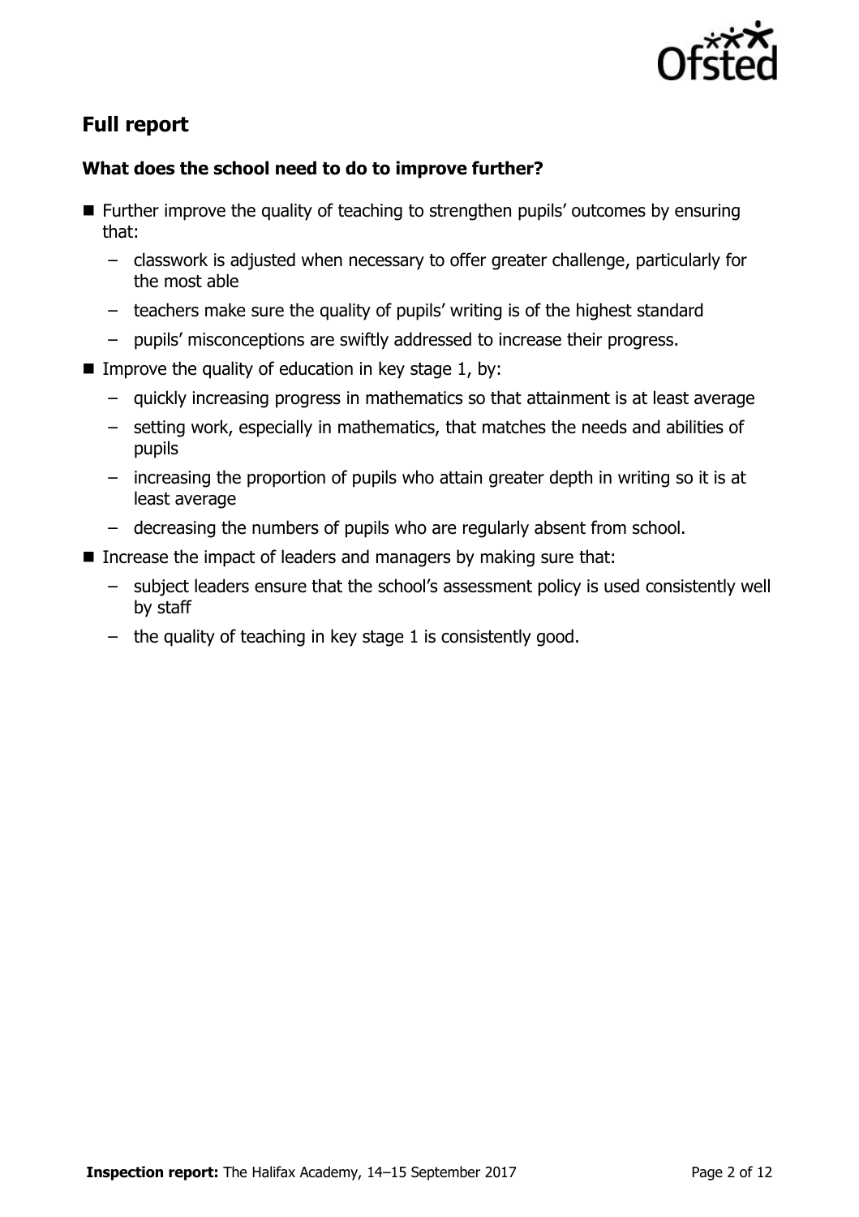## Full report

### What does the school need to do to improve further?

- Further improve the quality of teaching to strengthen pupils' outcomes by ensuring that:
  - classwork is adjusted when necessary to offer greater challenge, particularly for the most able
  - teachers make sure the quality of pupils' writing is of the highest standard
  - pupils' misconceptions are swiftly addressed to increase their progress.
- Improve the quality of education in key stage 1, by:
  - quickly increasing progress in mathematics so that attainment is at least average
  - setting work, especially in mathematics, that matches the needs and abilities of pupils
  - increasing the proportion of pupils who attain greater depth in writing so it is at least average
  - decreasing the numbers of pupils who are regularly absent from school.
- Increase the impact of leaders and managers by making sure that:
  - subject leaders ensure that the school's assessment policy is used consistently well by staff
  - the quality of teaching in key stage 1 is consistently good.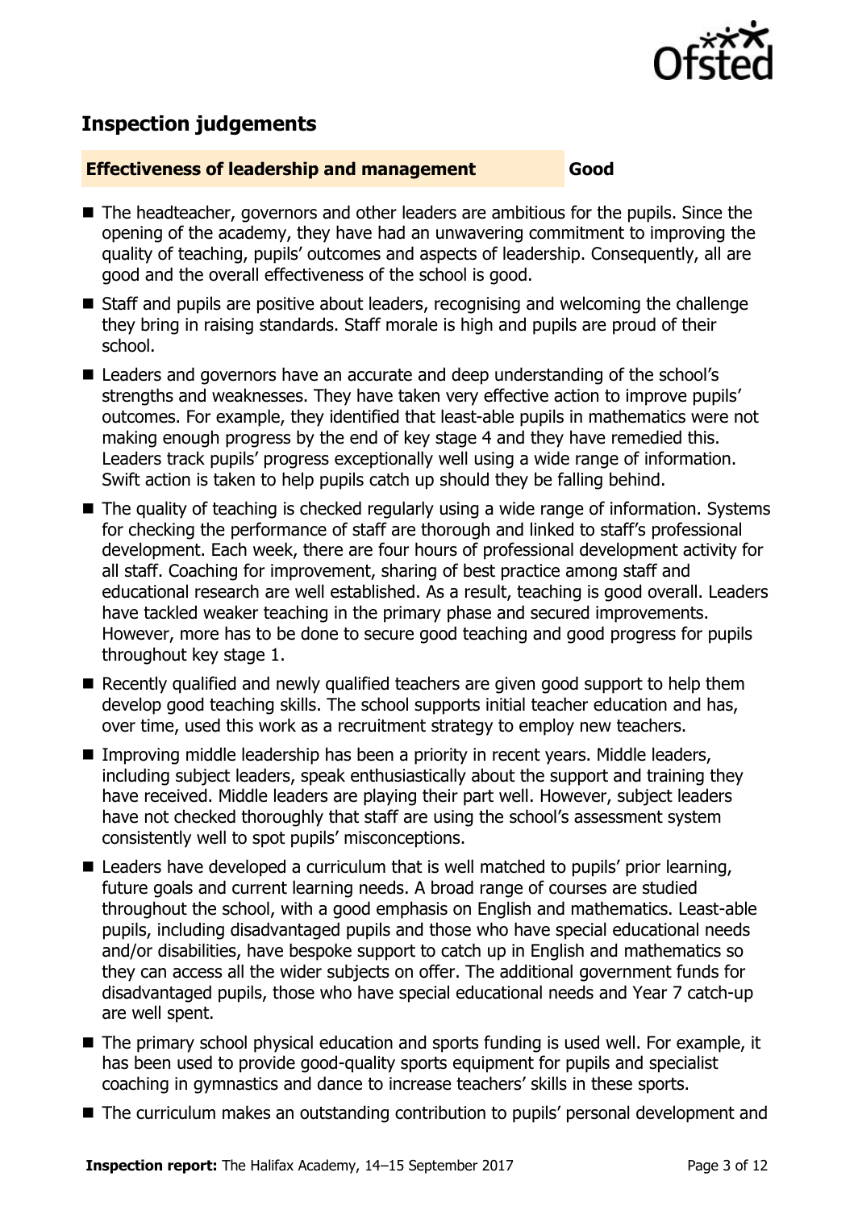## Inspection judgements

**Effectiveness of leadership and management** **Good**

- The headteacher, governors and other leaders are ambitious for the pupils. Since the opening of the academy, they have had an unwavering commitment to improving the quality of teaching, pupils' outcomes and aspects of leadership. Consequently, all are good and the overall effectiveness of the school is good.
- Staff and pupils are positive about leaders, recognising and welcoming the challenge they bring in raising standards. Staff morale is high and pupils are proud of their school.
- Leaders and governors have an accurate and deep understanding of the school's strengths and weaknesses. They have taken very effective action to improve pupils' outcomes. For example, they identified that least-able pupils in mathematics were not making enough progress by the end of key stage 4 and they have remedied this. Leaders track pupils' progress exceptionally well using a wide range of information. Swift action is taken to help pupils catch up should they be falling behind.
- The quality of teaching is checked regularly using a wide range of information. Systems for checking the performance of staff are thorough and linked to staff's professional development. Each week, there are four hours of professional development activity for all staff. Coaching for improvement, sharing of best practice among staff and educational research are well established. As a result, teaching is good overall. Leaders have tackled weaker teaching in the primary phase and secured improvements. However, more has to be done to secure good teaching and good progress for pupils throughout key stage 1.
- Recently qualified and newly qualified teachers are given good support to help them develop good teaching skills. The school supports initial teacher education and has, over time, used this work as a recruitment strategy to employ new teachers.
- Improving middle leadership has been a priority in recent years. Middle leaders, including subject leaders, speak enthusiastically about the support and training they have received. Middle leaders are playing their part well. However, subject leaders have not checked thoroughly that staff are using the school's assessment system consistently well to spot pupils' misconceptions.
- Leaders have developed a curriculum that is well matched to pupils' prior learning, future goals and current learning needs. A broad range of courses are studied throughout the school, with a good emphasis on English and mathematics. Least-able pupils, including disadvantaged pupils and those who have special educational needs and/or disabilities, have bespoke support to catch up in English and mathematics so they can access all the wider subjects on offer. The additional government funds for disadvantaged pupils, those who have special educational needs and Year 7 catch-up are well spent.
- The primary school physical education and sports funding is used well. For example, it has been used to provide good-quality sports equipment for pupils and specialist coaching in gymnastics and dance to increase teachers' skills in these sports.
- The curriculum makes an outstanding contribution to pupils' personal development and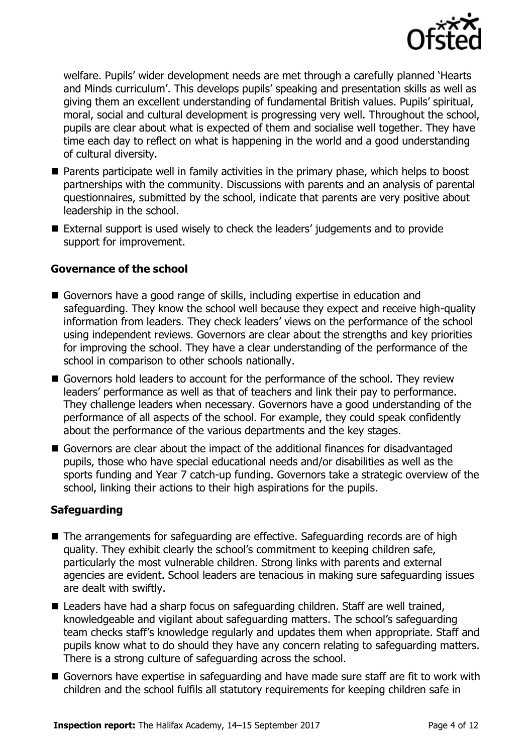welfare. Pupils' wider development needs are met through a carefully planned 'Hearts and Minds curriculum'. This develops pupils' speaking and presentation skills as well as giving them an excellent understanding of fundamental British values. Pupils' spiritual, moral, social and cultural development is progressing very well. Throughout the school, pupils are clear about what is expected of them and socialise well together. They have time each day to reflect on what is happening in the world and a good understanding of cultural diversity.

- Parents participate well in family activities in the primary phase, which helps to boost partnerships with the community. Discussions with parents and an analysis of parental questionnaires, submitted by the school, indicate that parents are very positive about leadership in the school.
- External support is used wisely to check the leaders' judgements and to provide support for improvement.

### Governance of the school

- Governors have a good range of skills, including expertise in education and safeguarding. They know the school well because they expect and receive high-quality information from leaders. They check leaders' views on the performance of the school using independent reviews. Governors are clear about the strengths and key priorities for improving the school. They have a clear understanding of the performance of the school in comparison to other schools nationally.
- Governors hold leaders to account for the performance of the school. They review leaders' performance as well as that of teachers and link their pay to performance. They challenge leaders when necessary. Governors have a good understanding of the performance of all aspects of the school. For example, they could speak confidently about the performance of the various departments and the key stages.
- Governors are clear about the impact of the additional finances for disadvantaged pupils, those who have special educational needs and/or disabilities as well as the sports funding and Year 7 catch-up funding. Governors take a strategic overview of the school, linking their actions to their high aspirations for the pupils.

### Safeguarding

- The arrangements for safeguarding are effective. Safeguarding records are of high quality. They exhibit clearly the school's commitment to keeping children safe, particularly the most vulnerable children. Strong links with parents and external agencies are evident. School leaders are tenacious in making sure safeguarding issues are dealt with swiftly.
- Leaders have had a sharp focus on safeguarding children. Staff are well trained, knowledgeable and vigilant about safeguarding matters. The school's safeguarding team checks staff's knowledge regularly and updates them when appropriate. Staff and pupils know what to do should they have any concern relating to safeguarding matters. There is a strong culture of safeguarding across the school.
- Governors have expertise in safeguarding and have made sure staff are fit to work with children and the school fulfils all statutory requirements for keeping children safe in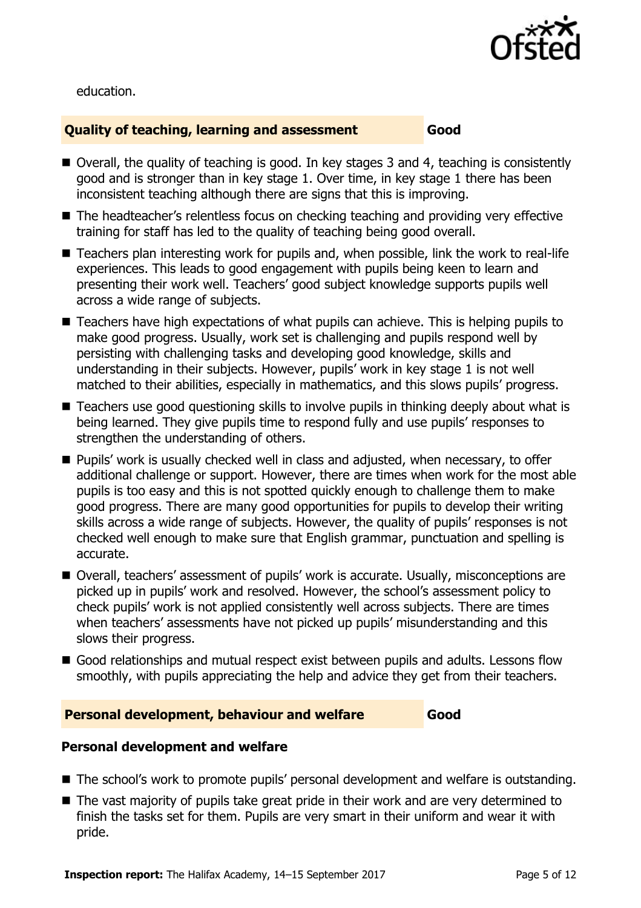education.

## Quality of teaching, learning and assessment — Good

- Overall, the quality of teaching is good. In key stages 3 and 4, teaching is consistently good and is stronger than in key stage 1. Over time, in key stage 1 there has been inconsistent teaching although there are signs that this is improving.
- The headteacher's relentless focus on checking teaching and providing very effective training for staff has led to the quality of teaching being good overall.
- Teachers plan interesting work for pupils and, when possible, link the work to real-life experiences. This leads to good engagement with pupils being keen to learn and presenting their work well. Teachers' good subject knowledge supports pupils well across a wide range of subjects.
- Teachers have high expectations of what pupils can achieve. This is helping pupils to make good progress. Usually, work set is challenging and pupils respond well by persisting with challenging tasks and developing good knowledge, skills and understanding in their subjects. However, pupils' work in key stage 1 is not well matched to their abilities, especially in mathematics, and this slows pupils' progress.
- Teachers use good questioning skills to involve pupils in thinking deeply about what is being learned. They give pupils time to respond fully and use pupils' responses to strengthen the understanding of others.
- Pupils' work is usually checked well in class and adjusted, when necessary, to offer additional challenge or support. However, there are times when work for the most able pupils is too easy and this is not spotted quickly enough to challenge them to make good progress. There are many good opportunities for pupils to develop their writing skills across a wide range of subjects. However, the quality of pupils' responses is not checked well enough to make sure that English grammar, punctuation and spelling is accurate.
- Overall, teachers' assessment of pupils' work is accurate. Usually, misconceptions are picked up in pupils' work and resolved. However, the school's assessment policy to check pupils' work is not applied consistently well across subjects. There are times when teachers' assessments have not picked up pupils' misunderstanding and this slows their progress.
- Good relationships and mutual respect exist between pupils and adults. Lessons flow smoothly, with pupils appreciating the help and advice they get from their teachers.

## Personal development, behaviour and welfare — Good

### Personal development and welfare

- The school's work to promote pupils' personal development and welfare is outstanding.
- The vast majority of pupils take great pride in their work and are very determined to finish the tasks set for them. Pupils are very smart in their uniform and wear it with pride.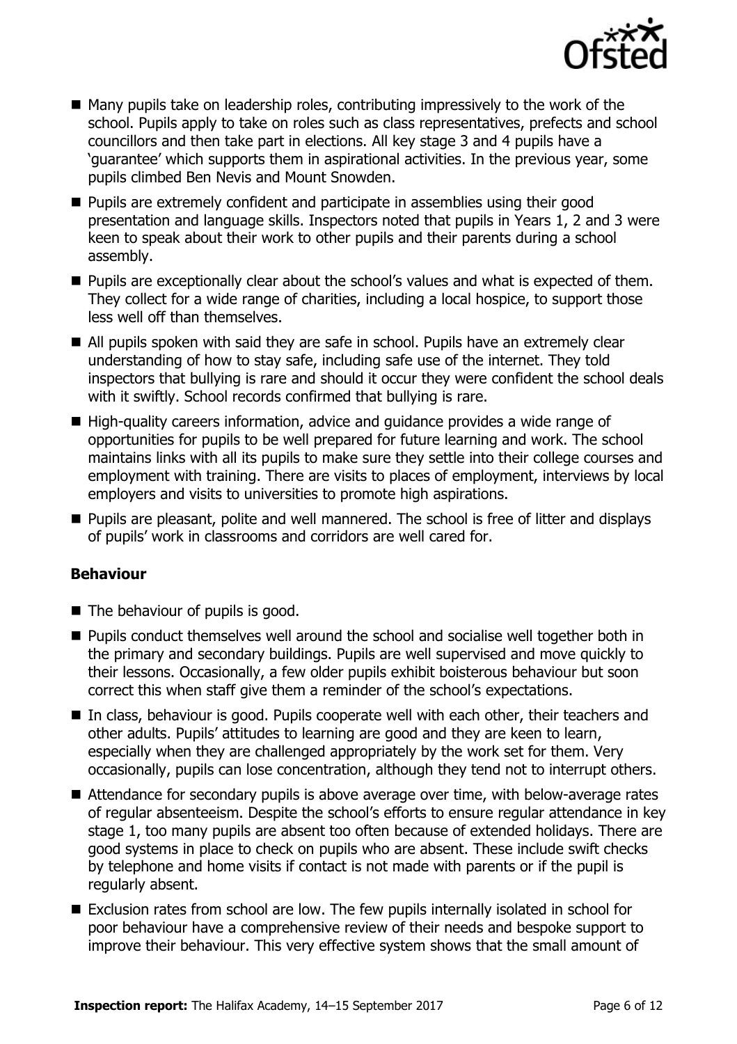- Many pupils take on leadership roles, contributing impressively to the work of the school. Pupils apply to take on roles such as class representatives, prefects and school councillors and then take part in elections. All key stage 3 and 4 pupils have a 'guarantee' which supports them in aspirational activities. In the previous year, some pupils climbed Ben Nevis and Mount Snowden.
- Pupils are extremely confident and participate in assemblies using their good presentation and language skills. Inspectors noted that pupils in Years 1, 2 and 3 were keen to speak about their work to other pupils and their parents during a school assembly.
- Pupils are exceptionally clear about the school's values and what is expected of them. They collect for a wide range of charities, including a local hospice, to support those less well off than themselves.
- All pupils spoken with said they are safe in school. Pupils have an extremely clear understanding of how to stay safe, including safe use of the internet. They told inspectors that bullying is rare and should it occur they were confident the school deals with it swiftly. School records confirmed that bullying is rare.
- High-quality careers information, advice and guidance provides a wide range of opportunities for pupils to be well prepared for future learning and work. The school maintains links with all its pupils to make sure they settle into their college courses and employment with training. There are visits to places of employment, interviews by local employers and visits to universities to promote high aspirations.
- Pupils are pleasant, polite and well mannered. The school is free of litter and displays of pupils' work in classrooms and corridors are well cared for.

### Behaviour

- The behaviour of pupils is good.
- Pupils conduct themselves well around the school and socialise well together both in the primary and secondary buildings. Pupils are well supervised and move quickly to their lessons. Occasionally, a few older pupils exhibit boisterous behaviour but soon correct this when staff give them a reminder of the school's expectations.
- In class, behaviour is good. Pupils cooperate well with each other, their teachers and other adults. Pupils' attitudes to learning are good and they are keen to learn, especially when they are challenged appropriately by the work set for them. Very occasionally, pupils can lose concentration, although they tend not to interrupt others.
- Attendance for secondary pupils is above average over time, with below-average rates of regular absenteeism. Despite the school's efforts to ensure regular attendance in key stage 1, too many pupils are absent too often because of extended holidays. There are good systems in place to check on pupils who are absent. These include swift checks by telephone and home visits if contact is not made with parents or if the pupil is regularly absent.
- Exclusion rates from school are low. The few pupils internally isolated in school for poor behaviour have a comprehensive review of their needs and bespoke support to improve their behaviour. This very effective system shows that the small amount of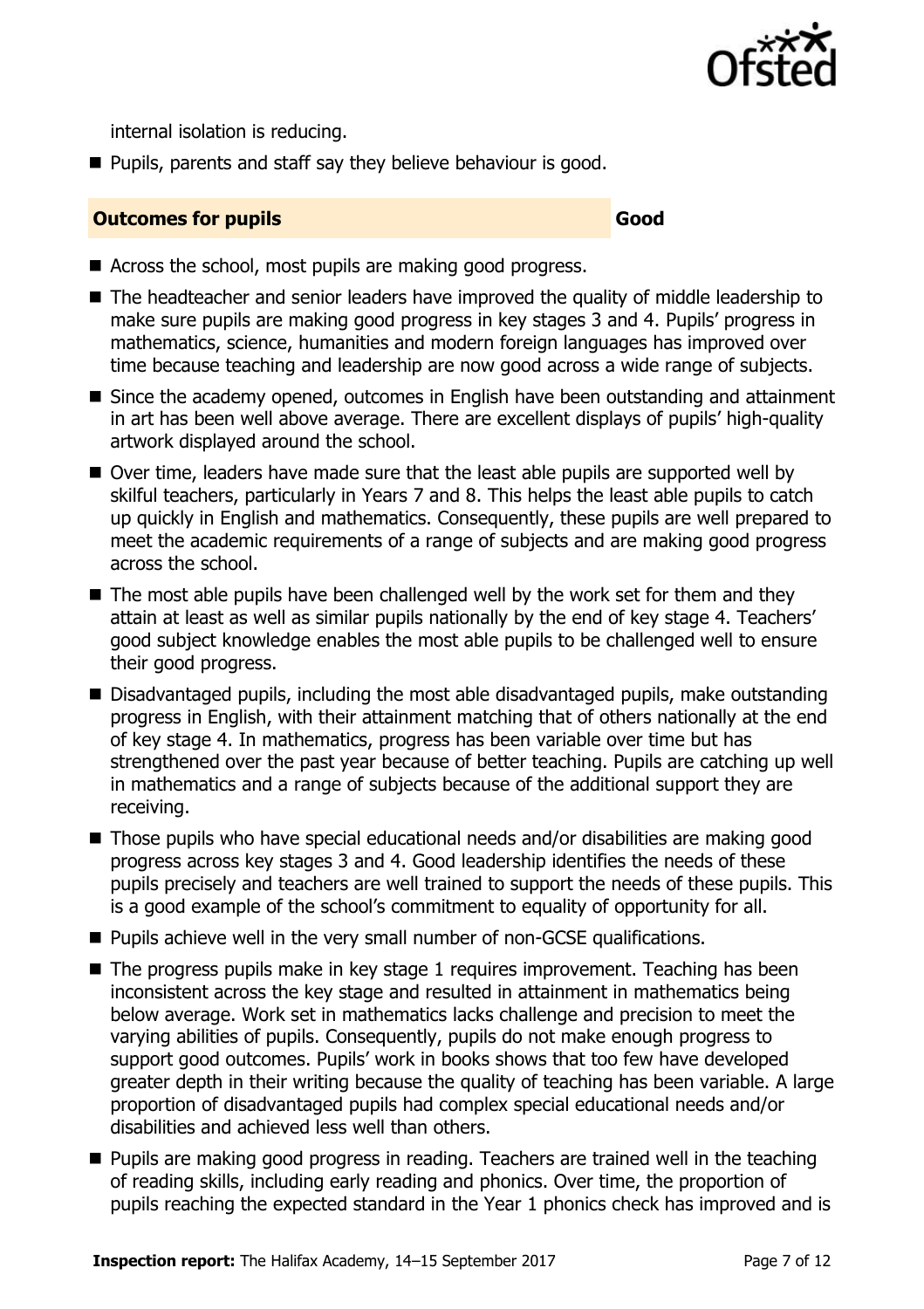internal isolation is reducing.

- Pupils, parents and staff say they believe behaviour is good.

## Outcomes for pupils — Good

- Across the school, most pupils are making good progress.
- The headteacher and senior leaders have improved the quality of middle leadership to make sure pupils are making good progress in key stages 3 and 4. Pupils' progress in mathematics, science, humanities and modern foreign languages has improved over time because teaching and leadership are now good across a wide range of subjects.
- Since the academy opened, outcomes in English have been outstanding and attainment in art has been well above average. There are excellent displays of pupils' high-quality artwork displayed around the school.
- Over time, leaders have made sure that the least able pupils are supported well by skilful teachers, particularly in Years 7 and 8. This helps the least able pupils to catch up quickly in English and mathematics. Consequently, these pupils are well prepared to meet the academic requirements of a range of subjects and are making good progress across the school.
- The most able pupils have been challenged well by the work set for them and they attain at least as well as similar pupils nationally by the end of key stage 4. Teachers' good subject knowledge enables the most able pupils to be challenged well to ensure their good progress.
- Disadvantaged pupils, including the most able disadvantaged pupils, make outstanding progress in English, with their attainment matching that of others nationally at the end of key stage 4. In mathematics, progress has been variable over time but has strengthened over the past year because of better teaching. Pupils are catching up well in mathematics and a range of subjects because of the additional support they are receiving.
- Those pupils who have special educational needs and/or disabilities are making good progress across key stages 3 and 4. Good leadership identifies the needs of these pupils precisely and teachers are well trained to support the needs of these pupils. This is a good example of the school's commitment to equality of opportunity for all.
- Pupils achieve well in the very small number of non-GCSE qualifications.
- The progress pupils make in key stage 1 requires improvement. Teaching has been inconsistent across the key stage and resulted in attainment in mathematics being below average. Work set in mathematics lacks challenge and precision to meet the varying abilities of pupils. Consequently, pupils do not make enough progress to support good outcomes. Pupils' work in books shows that too few have developed greater depth in their writing because the quality of teaching has been variable. A large proportion of disadvantaged pupils had complex special educational needs and/or disabilities and achieved less well than others.
- Pupils are making good progress in reading. Teachers are trained well in the teaching of reading skills, including early reading and phonics. Over time, the proportion of pupils reaching the expected standard in the Year 1 phonics check has improved and is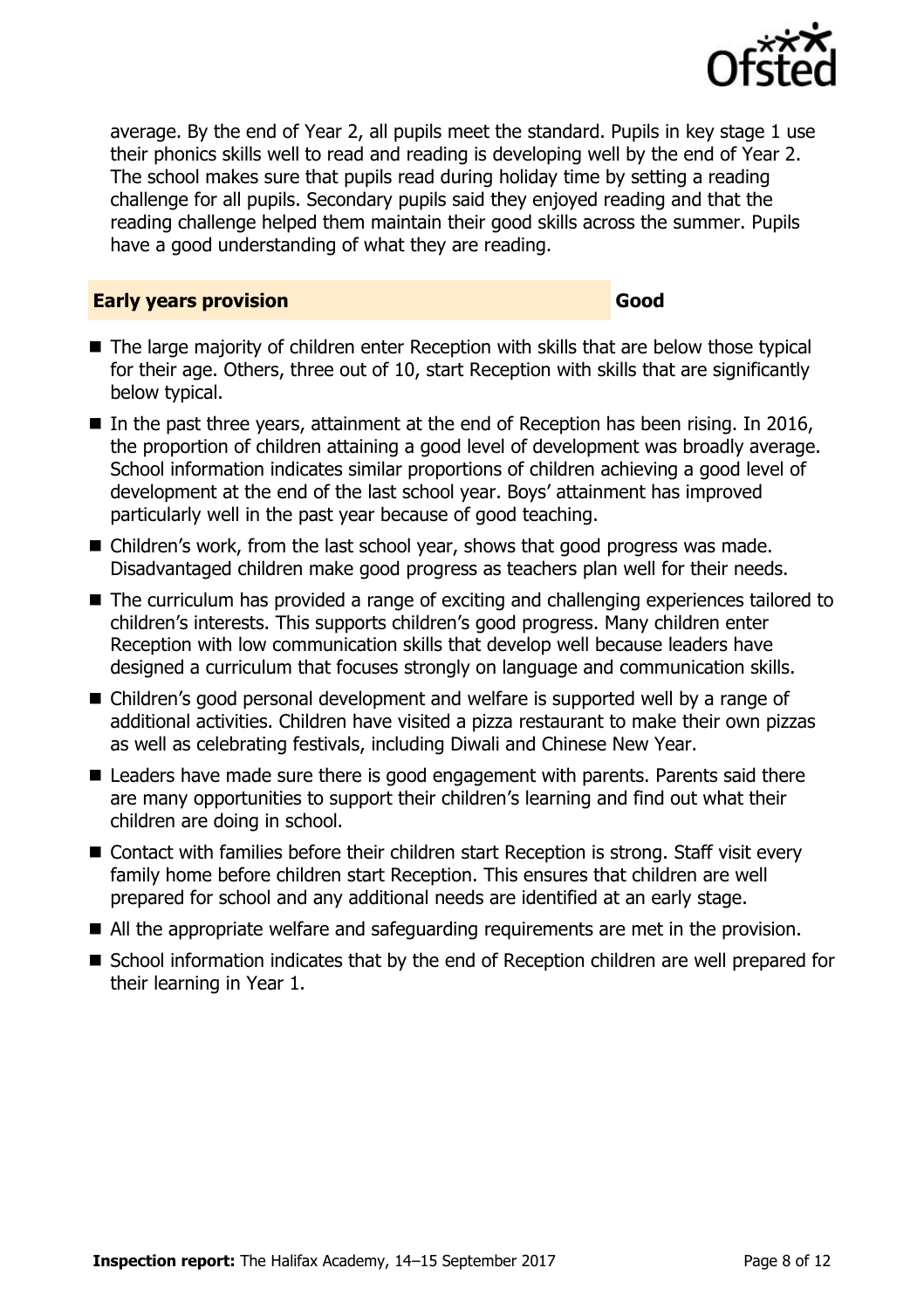average. By the end of Year 2, all pupils meet the standard. Pupils in key stage 1 use their phonics skills well to read and reading is developing well by the end of Year 2. The school makes sure that pupils read during holiday time by setting a reading challenge for all pupils. Secondary pupils said they enjoyed reading and that the reading challenge helped them maintain their good skills across the summer. Pupils have a good understanding of what they are reading.

## Early years provision — Good

- The large majority of children enter Reception with skills that are below those typical for their age. Others, three out of 10, start Reception with skills that are significantly below typical.
- In the past three years, attainment at the end of Reception has been rising. In 2016, the proportion of children attaining a good level of development was broadly average. School information indicates similar proportions of children achieving a good level of development at the end of the last school year. Boys' attainment has improved particularly well in the past year because of good teaching.
- Children's work, from the last school year, shows that good progress was made. Disadvantaged children make good progress as teachers plan well for their needs.
- The curriculum has provided a range of exciting and challenging experiences tailored to children's interests. This supports children's good progress. Many children enter Reception with low communication skills that develop well because leaders have designed a curriculum that focuses strongly on language and communication skills.
- Children's good personal development and welfare is supported well by a range of additional activities. Children have visited a pizza restaurant to make their own pizzas as well as celebrating festivals, including Diwali and Chinese New Year.
- Leaders have made sure there is good engagement with parents. Parents said there are many opportunities to support their children's learning and find out what their children are doing in school.
- Contact with families before their children start Reception is strong. Staff visit every family home before children start Reception. This ensures that children are well prepared for school and any additional needs are identified at an early stage.
- All the appropriate welfare and safeguarding requirements are met in the provision.
- School information indicates that by the end of Reception children are well prepared for their learning in Year 1.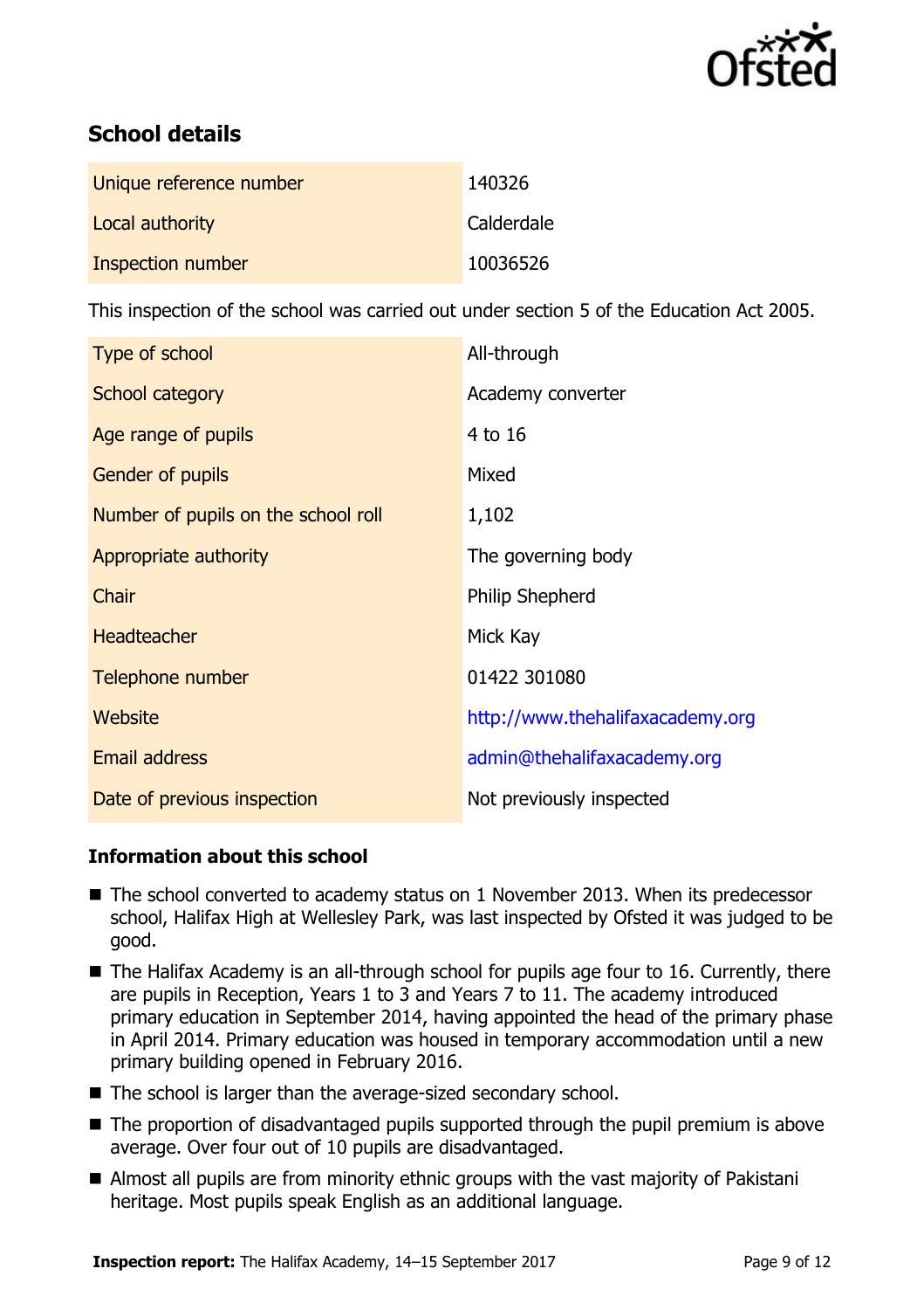## School details

| | |
|---|---|
| Unique reference number | 140326 |
| Local authority | Calderdale |
| Inspection number | 10036526 |

This inspection of the school was carried out under section 5 of the Education Act 2005.

| | |
|---|---|
| Type of school | All-through |
| School category | Academy converter |
| Age range of pupils | 4 to 16 |
| Gender of pupils | Mixed |
| Number of pupils on the school roll | 1,102 |
| Appropriate authority | The governing body |
| Chair | Philip Shepherd |
| Headteacher | Mick Kay |
| Telephone number | 01422 301080 |
| Website | http://www.thehalifaxacademy.org |
| Email address | admin@thehalifaxacademy.org |
| Date of previous inspection | Not previously inspected |

### Information about this school

- The school converted to academy status on 1 November 2013. When its predecessor school, Halifax High at Wellesley Park, was last inspected by Ofsted it was judged to be good.
- The Halifax Academy is an all-through school for pupils age four to 16. Currently, there are pupils in Reception, Years 1 to 3 and Years 7 to 11. The academy introduced primary education in September 2014, having appointed the head of the primary phase in April 2014. Primary education was housed in temporary accommodation until a new primary building opened in February 2016.
- The school is larger than the average-sized secondary school.
- The proportion of disadvantaged pupils supported through the pupil premium is above average. Over four out of 10 pupils are disadvantaged.
- Almost all pupils are from minority ethnic groups with the vast majority of Pakistani heritage. Most pupils speak English as an additional language.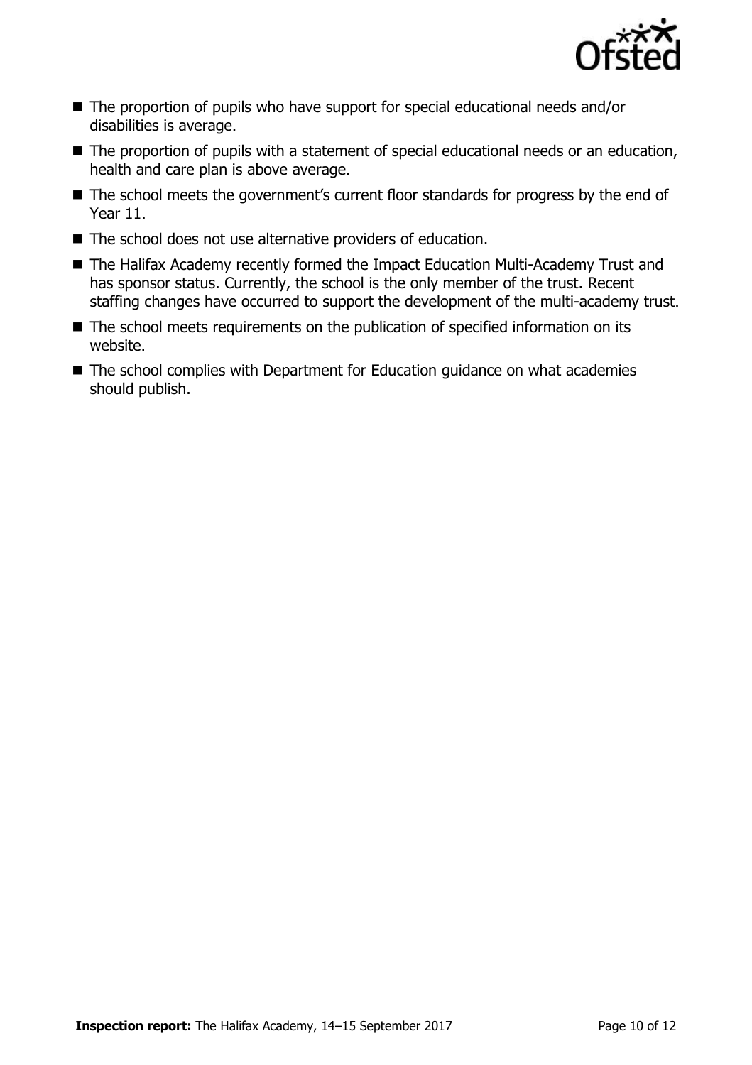- The proportion of pupils who have support for special educational needs and/or disabilities is average.
- The proportion of pupils with a statement of special educational needs or an education, health and care plan is above average.
- The school meets the government's current floor standards for progress by the end of Year 11.
- The school does not use alternative providers of education.
- The Halifax Academy recently formed the Impact Education Multi-Academy Trust and has sponsor status. Currently, the school is the only member of the trust. Recent staffing changes have occurred to support the development of the multi-academy trust.
- The school meets requirements on the publication of specified information on its website.
- The school complies with Department for Education guidance on what academies should publish.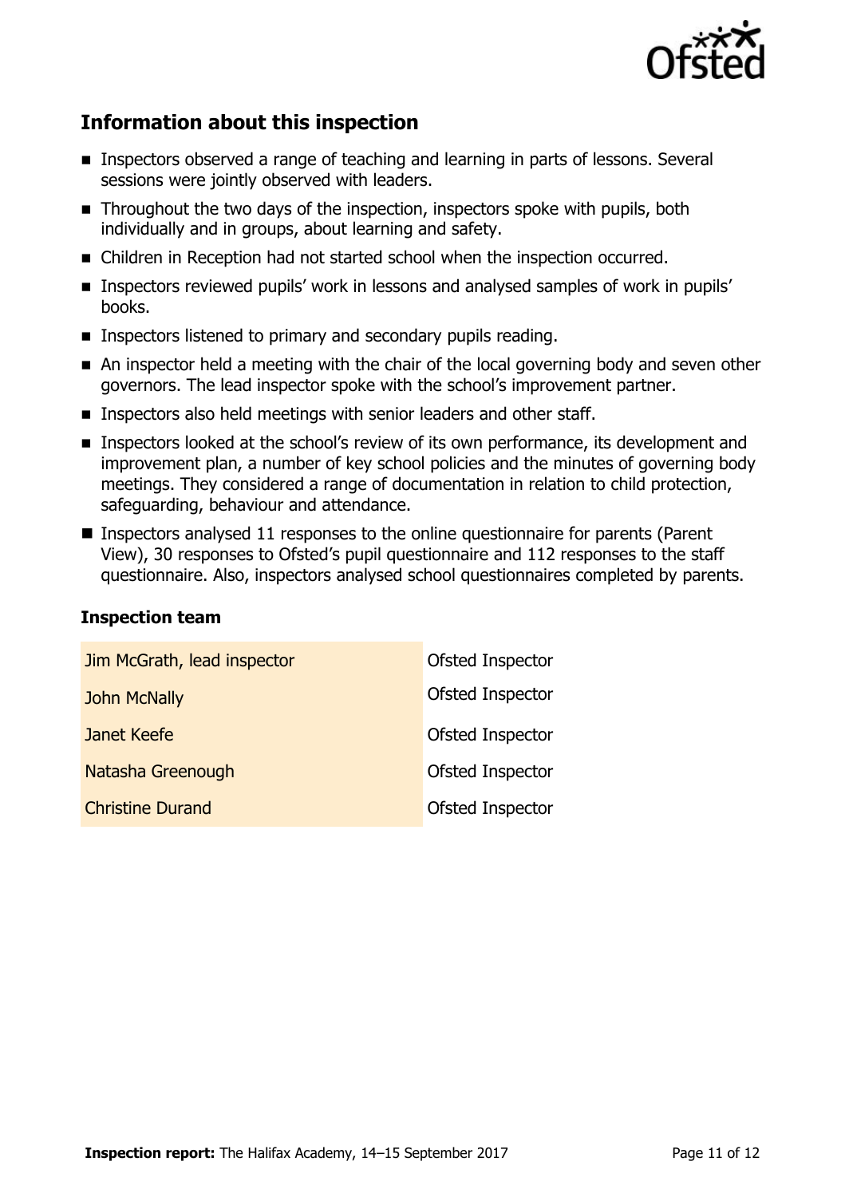## Information about this inspection

- Inspectors observed a range of teaching and learning in parts of lessons. Several sessions were jointly observed with leaders.
- Throughout the two days of the inspection, inspectors spoke with pupils, both individually and in groups, about learning and safety.
- Children in Reception had not started school when the inspection occurred.
- Inspectors reviewed pupils' work in lessons and analysed samples of work in pupils' books.
- Inspectors listened to primary and secondary pupils reading.
- An inspector held a meeting with the chair of the local governing body and seven other governors. The lead inspector spoke with the school's improvement partner.
- Inspectors also held meetings with senior leaders and other staff.
- Inspectors looked at the school's review of its own performance, its development and improvement plan, a number of key school policies and the minutes of governing body meetings. They considered a range of documentation in relation to child protection, safeguarding, behaviour and attendance.
- Inspectors analysed 11 responses to the online questionnaire for parents (Parent View), 30 responses to Ofsted's pupil questionnaire and 112 responses to the staff questionnaire. Also, inspectors analysed school questionnaires completed by parents.

### Inspection team

| | |
|---|---|
| Jim McGrath, lead inspector | Ofsted Inspector |
| John McNally | Ofsted Inspector |
| Janet Keefe | Ofsted Inspector |
| Natasha Greenough | Ofsted Inspector |
| Christine Durand | Ofsted Inspector |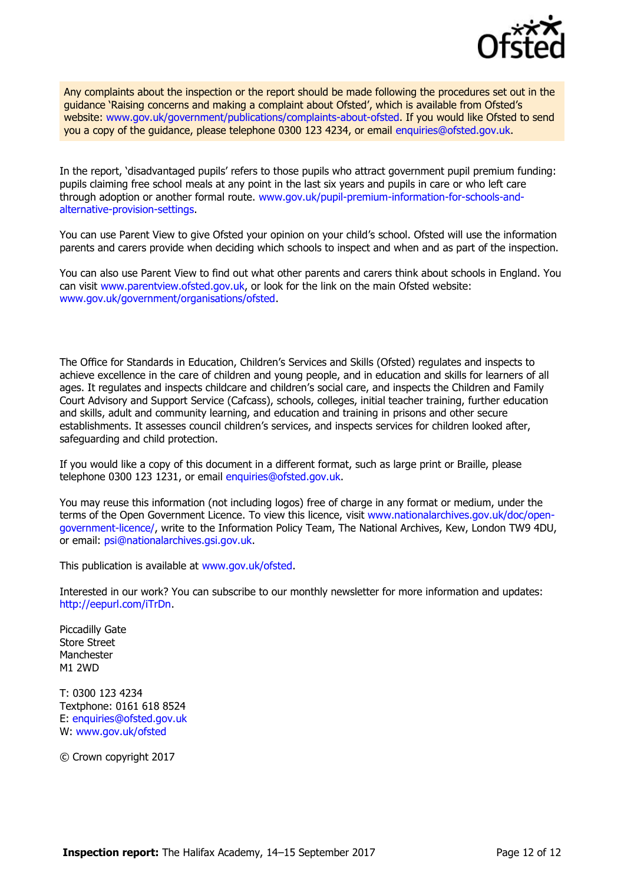Any complaints about the inspection or the report should be made following the procedures set out in the guidance 'Raising concerns and making a complaint about Ofsted', which is available from Ofsted's website: www.gov.uk/government/publications/complaints-about-ofsted. If you would like Ofsted to send you a copy of the guidance, please telephone 0300 123 4234, or email enquiries@ofsted.gov.uk.

In the report, 'disadvantaged pupils' refers to those pupils who attract government pupil premium funding: pupils claiming free school meals at any point in the last six years and pupils in care or who left care through adoption or another formal route. www.gov.uk/pupil-premium-information-for-schools-and-alternative-provision-settings.

You can use Parent View to give Ofsted your opinion on your child's school. Ofsted will use the information parents and carers provide when deciding which schools to inspect and when and as part of the inspection.

You can also use Parent View to find out what other parents and carers think about schools in England. You can visit www.parentview.ofsted.gov.uk, or look for the link on the main Ofsted website: www.gov.uk/government/organisations/ofsted.

The Office for Standards in Education, Children's Services and Skills (Ofsted) regulates and inspects to achieve excellence in the care of children and young people, and in education and skills for learners of all ages. It regulates and inspects childcare and children's social care, and inspects the Children and Family Court Advisory and Support Service (Cafcass), schools, colleges, initial teacher training, further education and skills, adult and community learning, and education and training in prisons and other secure establishments. It assesses council children's services, and inspects services for children looked after, safeguarding and child protection.

If you would like a copy of this document in a different format, such as large print or Braille, please telephone 0300 123 1231, or email enquiries@ofsted.gov.uk.

You may reuse this information (not including logos) free of charge in any format or medium, under the terms of the Open Government Licence. To view this licence, visit www.nationalarchives.gov.uk/doc/open-government-licence/, write to the Information Policy Team, The National Archives, Kew, London TW9 4DU, or email: psi@nationalarchives.gsi.gov.uk.

This publication is available at www.gov.uk/ofsted.

Interested in our work? You can subscribe to our monthly newsletter for more information and updates: http://eepurl.com/iTrDn.

Piccadilly Gate
Store Street
Manchester
M1 2WD

T: 0300 123 4234
Textphone: 0161 618 8524
E: enquiries@ofsted.gov.uk
W: www.gov.uk/ofsted

© Crown copyright 2017